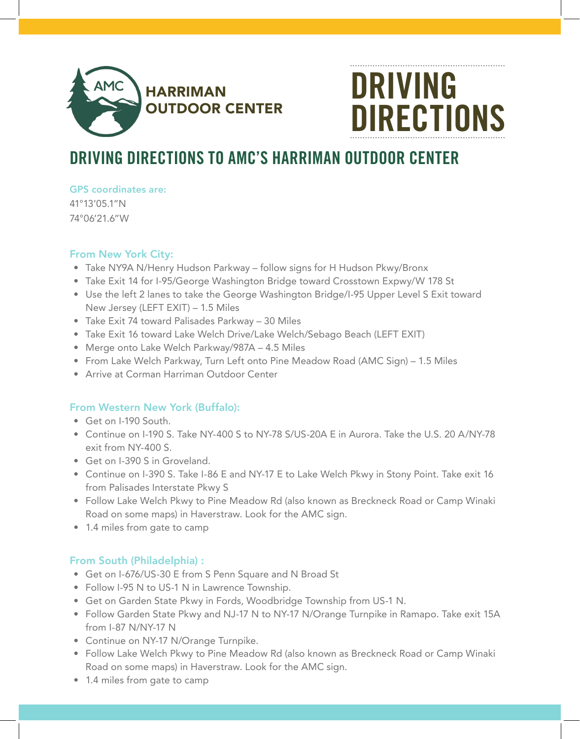AMC HARRIMAN OUTDOOR CENTER

# DRIVING DIRECTIONS

## DRIVING DIRECTIONS TO AMC'S HARRIMAN OUTDOOR CENTER

**GPS coordinates are:**
41°13'05.1"N
74°06'21.6"W

### From New York City:

- Take NY9A N/Henry Hudson Parkway – follow signs for H Hudson Pkwy/Bronx
- Take Exit 14 for I-95/George Washington Bridge toward Crosstown Expwy/W 178 St
- Use the left 2 lanes to take the George Washington Bridge/I-95 Upper Level S Exit toward New Jersey (LEFT EXIT) – 1.5 Miles
- Take Exit 74 toward Palisades Parkway – 30 Miles
- Take Exit 16 toward Lake Welch Drive/Lake Welch/Sebago Beach (LEFT EXIT)
- Merge onto Lake Welch Parkway/987A – 4.5 Miles
- From Lake Welch Parkway, Turn Left onto Pine Meadow Road (AMC Sign) – 1.5 Miles
- Arrive at Corman Harriman Outdoor Center

### From Western New York (Buffalo):

- Get on I-190 South.
- Continue on I-190 S. Take NY-400 S to NY-78 S/US-20A E in Aurora. Take the U.S. 20 A/NY-78 exit from NY-400 S.
- Get on I-390 S in Groveland.
- Continue on I-390 S. Take I-86 E and NY-17 E to Lake Welch Pkwy in Stony Point. Take exit 16 from Palisades Interstate Pkwy S
- Follow Lake Welch Pkwy to Pine Meadow Rd (also known as Breckneck Road or Camp Winaki Road on some maps) in Haverstraw. Look for the AMC sign.
- 1.4 miles from gate to camp

### From South (Philadelphia) :

- Get on I-676/US-30 E from S Penn Square and N Broad St
- Follow I-95 N to US-1 N in Lawrence Township.
- Get on Garden State Pkwy in Fords, Woodbridge Township from US-1 N.
- Follow Garden State Pkwy and NJ-17 N to NY-17 N/Orange Turnpike in Ramapo. Take exit 15A from I-87 N/NY-17 N
- Continue on NY-17 N/Orange Turnpike.
- Follow Lake Welch Pkwy to Pine Meadow Rd (also known as Breckneck Road or Camp Winaki Road on some maps) in Haverstraw. Look for the AMC sign.
- 1.4 miles from gate to camp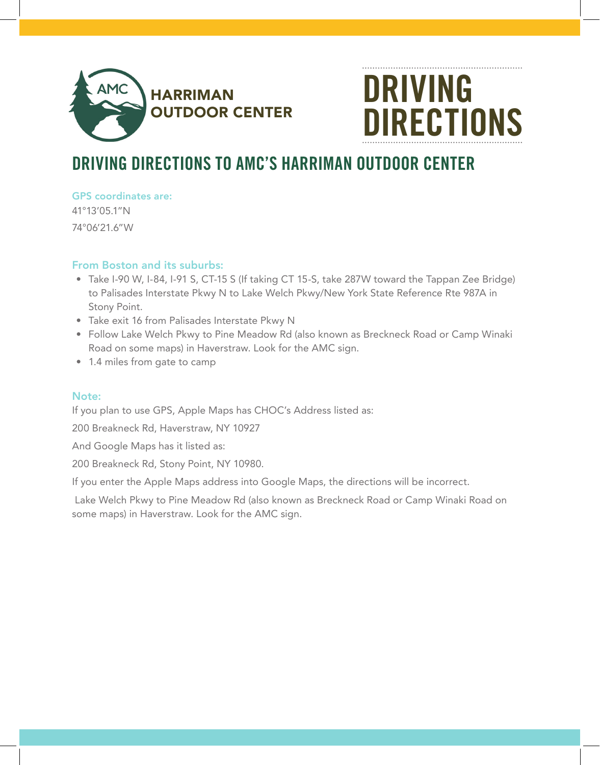HARRIMAN OUTDOOR CENTER

# DRIVING DIRECTIONS

## DRIVING DIRECTIONS TO AMC'S HARRIMAN OUTDOOR CENTER

**GPS coordinates are:**

41°13'05.1"N

74°06'21.6"W

**From Boston and its suburbs:**

- Take I-90 W, I-84, I-91 S, CT-15 S (If taking CT 15-S, take 287W toward the Tappan Zee Bridge) to Palisades Interstate Pkwy N to Lake Welch Pkwy/New York State Reference Rte 987A in Stony Point.
- Take exit 16 from Palisades Interstate Pkwy N
- Follow Lake Welch Pkwy to Pine Meadow Rd (also known as Breckneck Road or Camp Winaki Road on some maps) in Haverstraw. Look for the AMC sign.
- 1.4 miles from gate to camp

**Note:**

If you plan to use GPS, Apple Maps has CHOC's Address listed as:

200 Breakneck Rd, Haverstraw, NY 10927

And Google Maps has it listed as:

200 Breakneck Rd, Stony Point, NY 10980.

If you enter the Apple Maps address into Google Maps, the directions will be incorrect.

Lake Welch Pkwy to Pine Meadow Rd (also known as Breckneck Road or Camp Winaki Road on some maps) in Haverstraw. Look for the AMC sign.